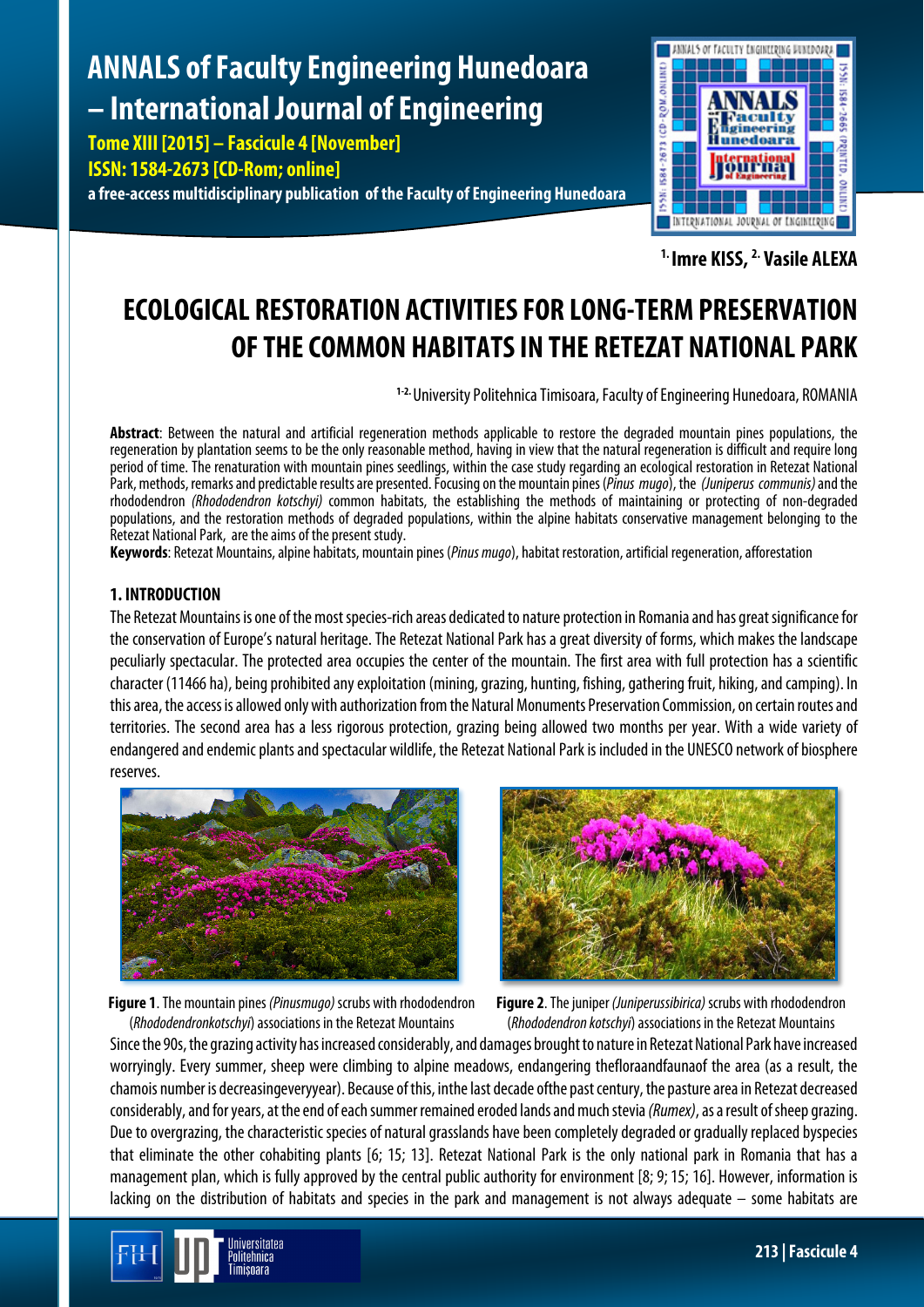# ECOLOGICAL RESTORATION ACTIVITIES FOR LONG-TERM PRESERVATION OF THE COMMON HABITATS IN THE RETEZAT NATIONAL PARK

[1.] Imre KISS, [2.] Vasile ALEXA

[1-2.] University Politehnica Timisoara, Faculty of Engineering Hunedoara, ROMANIA

**Abstract**: Between the natural and artificial regeneration methods applicable to restore the degraded mountain pines populations, the regeneration by plantation seems to be the only reasonable method, having in view that the natural regeneration is difficult and require long period of time. The renaturation with mountain pines seedlings, within the case study regarding an ecological restoration in Retezat National Park, methods, remarks and predictable results are presented. Focusing on the mountain pines (*Pinus mugo*), the *(Juniperus communis)* and the rhododendron *(Rhododendron kotschyi)* common habitats, the establishing the methods of maintaining or protecting of non-degraded populations, and the restoration methods of degraded populations, within the alpine habitats conservative management belonging to the Retezat National Park, are the aims of the present study.

**Keywords**: Retezat Mountains, alpine habitats, mountain pines (*Pinus mugo*), habitat restoration, artificial regeneration, afforestation

## 1. INTRODUCTION

The Retezat Mountains is one of the most species-rich areas dedicated to nature protection in Romania and has great significance for the conservation of Europe's natural heritage. The Retezat National Park has a great diversity of forms, which makes the landscape peculiarly spectacular. The protected area occupies the center of the mountain. The first area with full protection has a scientific character (11466 ha), being prohibited any exploitation (mining, grazing, hunting, fishing, gathering fruit, hiking, and camping). In this area, the access is allowed only with authorization from the Natural Monuments Preservation Commission, on certain routes and territories. The second area has a less rigorous protection, grazing being allowed two months per year. With a wide variety of endangered and endemic plants and spectacular wildlife, the Retezat National Park is included in the UNESCO network of biosphere reserves.

**Figure 1**. The mountain pines *(Pinusmugo)* scrubs with rhododendron (*Rhododendronkotschyi*) associations in the Retezat Mountains

**Figure 2**. The juniper *(Juniperussibirica)* scrubs with rhododendron (*Rhododendron kotschyi*) associations in the Retezat Mountains

Since the 90s, the grazing activity has increased considerably, and damages brought to nature in Retezat National Park have increased worryingly. Every summer, sheep were climbing to alpine meadows, endangering thefloraandfaunaof the area (as a result, the chamois number is decreasingeveryyear). Because of this, inthe last decade ofthe past century, the pasture area in Retezat decreased considerably, and for years, at the end of each summer remained eroded lands and much stevia *(Rumex)*, as a result of sheep grazing. Due to overgrazing, the characteristic species of natural grasslands have been completely degraded or gradually replaced byspecies that eliminate the other cohabiting plants [6; 15; 13]. Retezat National Park is the only national park in Romania that has a management plan, which is fully approved by the central public authority for environment [8; 9; 15; 16]. However, information is lacking on the distribution of habitats and species in the park and management is not always adequate – some habitats are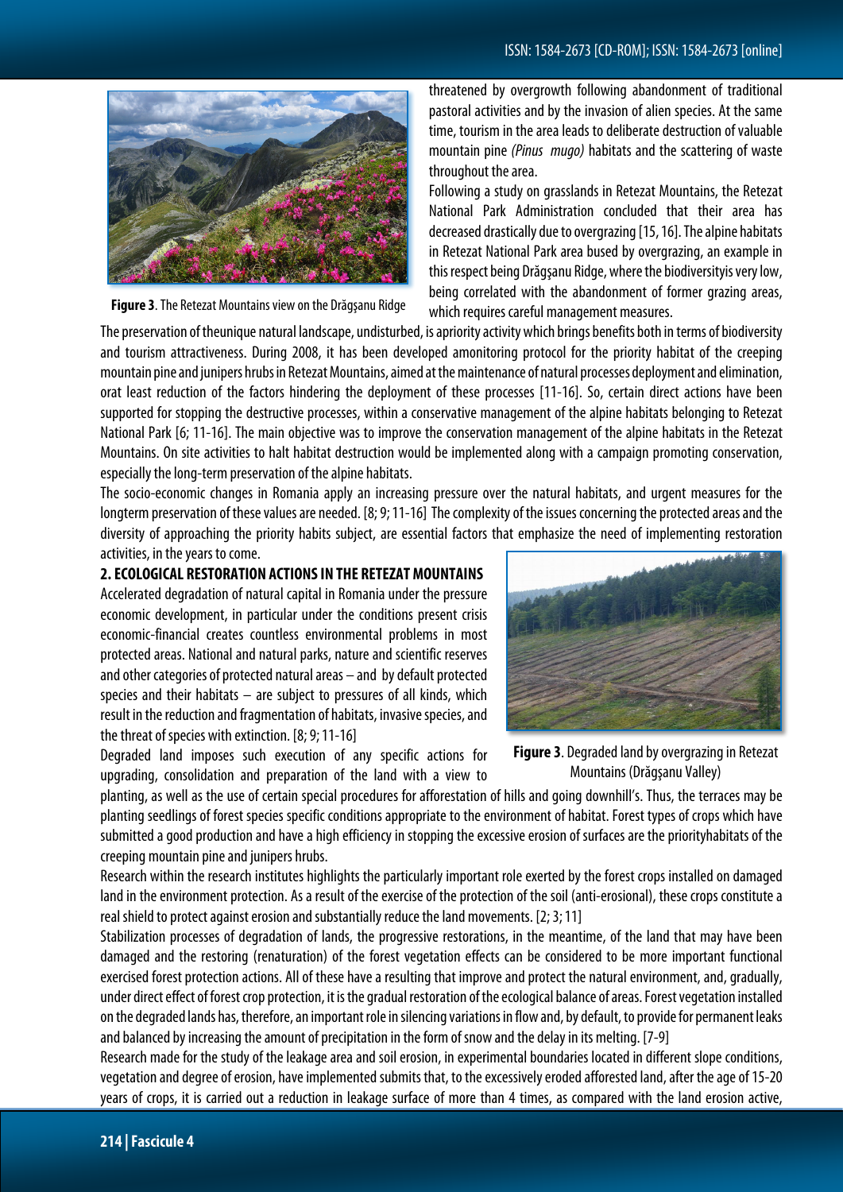threatened by overgrowth following abandonment of traditional pastoral activities and by the invasion of alien species. At the same time, tourism in the area leads to deliberate destruction of valuable mountain pine *(Pinus mugo)* habitats and the scattering of waste throughout the area.

Following a study on grasslands in Retezat Mountains, the Retezat National Park Administration concluded that their area has decreased drastically due to overgrazing [15, 16]. The alpine habitats in Retezat National Park area bused by overgrazing, an example in this respect being Drăgşanu Ridge, where the biodiversityis very low, being correlated with the abandonment of former grazing areas, which requires careful management measures.

**Figure 3**. The Retezat Mountains view on the Drăgşanu Ridge

The preservation of theunique natural landscape, undisturbed, is apriority activity which brings benefits both in terms of biodiversity and tourism attractiveness. During 2008, it has been developed amonitoring protocol for the priority habitat of the creeping mountain pine and junipers hrubs in Retezat Mountains, aimed at the maintenance of natural processes deployment and elimination, orat least reduction of the factors hindering the deployment of these processes [11-16]. So, certain direct actions have been supported for stopping the destructive processes, within a conservative management of the alpine habitats belonging to Retezat National Park [6; 11-16]. The main objective was to improve the conservation management of the alpine habitats in the Retezat Mountains. On site activities to halt habitat destruction would be implemented along with a campaign promoting conservation, especially the long-term preservation of the alpine habitats.

The socio-economic changes in Romania apply an increasing pressure over the natural habitats, and urgent measures for the longterm preservation of these values are needed. [8; 9; 11-16] The complexity of the issues concerning the protected areas and the diversity of approaching the priority habits subject, are essential factors that emphasize the need of implementing restoration activities, in the years to come.

## 2. ECOLOGICAL RESTORATION ACTIONS IN THE RETEZAT MOUNTAINS

Accelerated degradation of natural capital in Romania under the pressure economic development, in particular under the conditions present crisis economic-financial creates countless environmental problems in most protected areas. National and natural parks, nature and scientific reserves and other categories of protected natural areas – and by default protected species and their habitats – are subject to pressures of all kinds, which result in the reduction and fragmentation of habitats, invasive species, and the threat of species with extinction. [8; 9; 11-16]

**Figure 3**. Degraded land by overgrazing in Retezat Mountains (Drăgşanu Valley)

Degraded land imposes such execution of any specific actions for upgrading, consolidation and preparation of the land with a view to planting, as well as the use of certain special procedures for afforestation of hills and going downhill's. Thus, the terraces may be planting seedlings of forest species specific conditions appropriate to the environment of habitat. Forest types of crops which have submitted a good production and have a high efficiency in stopping the excessive erosion of surfaces are the priorityhabitats of the creeping mountain pine and junipers hrubs.

Research within the research institutes highlights the particularly important role exerted by the forest crops installed on damaged land in the environment protection. As a result of the exercise of the protection of the soil (anti-erosional), these crops constitute a real shield to protect against erosion and substantially reduce the land movements. [2; 3; 11]

Stabilization processes of degradation of lands, the progressive restorations, in the meantime, of the land that may have been damaged and the restoring (renaturation) of the forest vegetation effects can be considered to be more important functional exercised forest protection actions. All of these have a resulting that improve and protect the natural environment, and, gradually, under direct effect of forest crop protection, it is the gradual restoration of the ecological balance of areas. Forest vegetation installed on the degraded lands has, therefore, an important role in silencing variations in flow and, by default, to provide for permanent leaks and balanced by increasing the amount of precipitation in the form of snow and the delay in its melting. [7-9]

Research made for the study of the leakage area and soil erosion, in experimental boundaries located in different slope conditions, vegetation and degree of erosion, have implemented submits that, to the excessively eroded afforested land, after the age of 15-20 years of crops, it is carried out a reduction in leakage surface of more than 4 times, as compared with the land erosion active,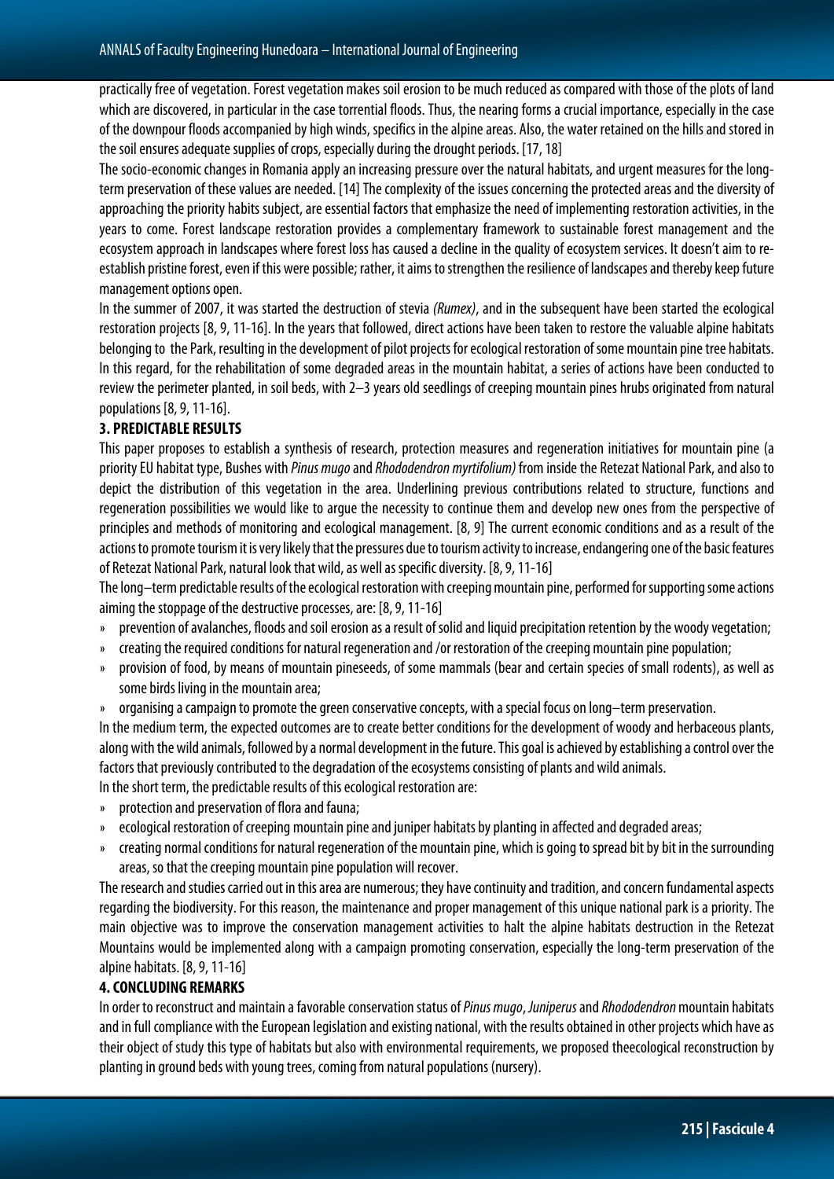practically free of vegetation. Forest vegetation makes soil erosion to be much reduced as compared with those of the plots of land which are discovered, in particular in the case torrential floods. Thus, the nearing forms a crucial importance, especially in the case of the downpour floods accompanied by high winds, specifics in the alpine areas. Also, the water retained on the hills and stored in the soil ensures adequate supplies of crops, especially during the drought periods. [17, 18]

The socio-economic changes in Romania apply an increasing pressure over the natural habitats, and urgent measures for the long-term preservation of these values are needed. [14] The complexity of the issues concerning the protected areas and the diversity of approaching the priority habits subject, are essential factors that emphasize the need of implementing restoration activities, in the years to come. Forest landscape restoration provides a complementary framework to sustainable forest management and the ecosystem approach in landscapes where forest loss has caused a decline in the quality of ecosystem services. It doesn't aim to re-establish pristine forest, even if this were possible; rather, it aims to strengthen the resilience of landscapes and thereby keep future management options open.

In the summer of 2007, it was started the destruction of stevia *(Rumex)*, and in the subsequent have been started the ecological restoration projects [8, 9, 11-16]. In the years that followed, direct actions have been taken to restore the valuable alpine habitats belonging to the Park, resulting in the development of pilot projects for ecological restoration of some mountain pine tree habitats. In this regard, for the rehabilitation of some degraded areas in the mountain habitat, a series of actions have been conducted to review the perimeter planted, in soil beds, with 2–3 years old seedlings of creeping mountain pines hrubs originated from natural populations [8, 9, 11-16].

## 3. PREDICTABLE RESULTS

This paper proposes to establish a synthesis of research, protection measures and regeneration initiatives for mountain pine (a priority EU habitat type, Bushes with *Pinus mugo* and *Rhododendron myrtifolium)* from inside the Retezat National Park, and also to depict the distribution of this vegetation in the area. Underlining previous contributions related to structure, functions and regeneration possibilities we would like to argue the necessity to continue them and develop new ones from the perspective of principles and methods of monitoring and ecological management. [8, 9] The current economic conditions and as a result of the actions to promote tourism it is very likely that the pressures due to tourism activity to increase, endangering one of the basic features of Retezat National Park, natural look that wild, as well as specific diversity. [8, 9, 11-16]

The long–term predictable results of the ecological restoration with creeping mountain pine, performed for supporting some actions aiming the stoppage of the destructive processes, are: [8, 9, 11-16]

- prevention of avalanches, floods and soil erosion as a result of solid and liquid precipitation retention by the woody vegetation;
- creating the required conditions for natural regeneration and /or restoration of the creeping mountain pine population;
- provision of food, by means of mountain pineseeds, of some mammals (bear and certain species of small rodents), as well as some birds living in the mountain area;
- organising a campaign to promote the green conservative concepts, with a special focus on long–term preservation.

In the medium term, the expected outcomes are to create better conditions for the development of woody and herbaceous plants, along with the wild animals, followed by a normal development in the future. This goal is achieved by establishing a control over the factors that previously contributed to the degradation of the ecosystems consisting of plants and wild animals.

In the short term, the predictable results of this ecological restoration are:

- protection and preservation of flora and fauna;
- ecological restoration of creeping mountain pine and juniper habitats by planting in affected and degraded areas;
- creating normal conditions for natural regeneration of the mountain pine, which is going to spread bit by bit in the surrounding areas, so that the creeping mountain pine population will recover.

The research and studies carried out in this area are numerous; they have continuity and tradition, and concern fundamental aspects regarding the biodiversity. For this reason, the maintenance and proper management of this unique national park is a priority. The main objective was to improve the conservation management activities to halt the alpine habitats destruction in the Retezat Mountains would be implemented along with a campaign promoting conservation, especially the long-term preservation of the alpine habitats. [8, 9, 11-16]

## 4. CONCLUDING REMARKS

In order to reconstruct and maintain a favorable conservation status of *Pinus mugo*, *Juniperus* and *Rhododendron* mountain habitats and in full compliance with the European legislation and existing national, with the results obtained in other projects which have as their object of study this type of habitats but also with environmental requirements, we proposed theecological reconstruction by planting in ground beds with young trees, coming from natural populations (nursery).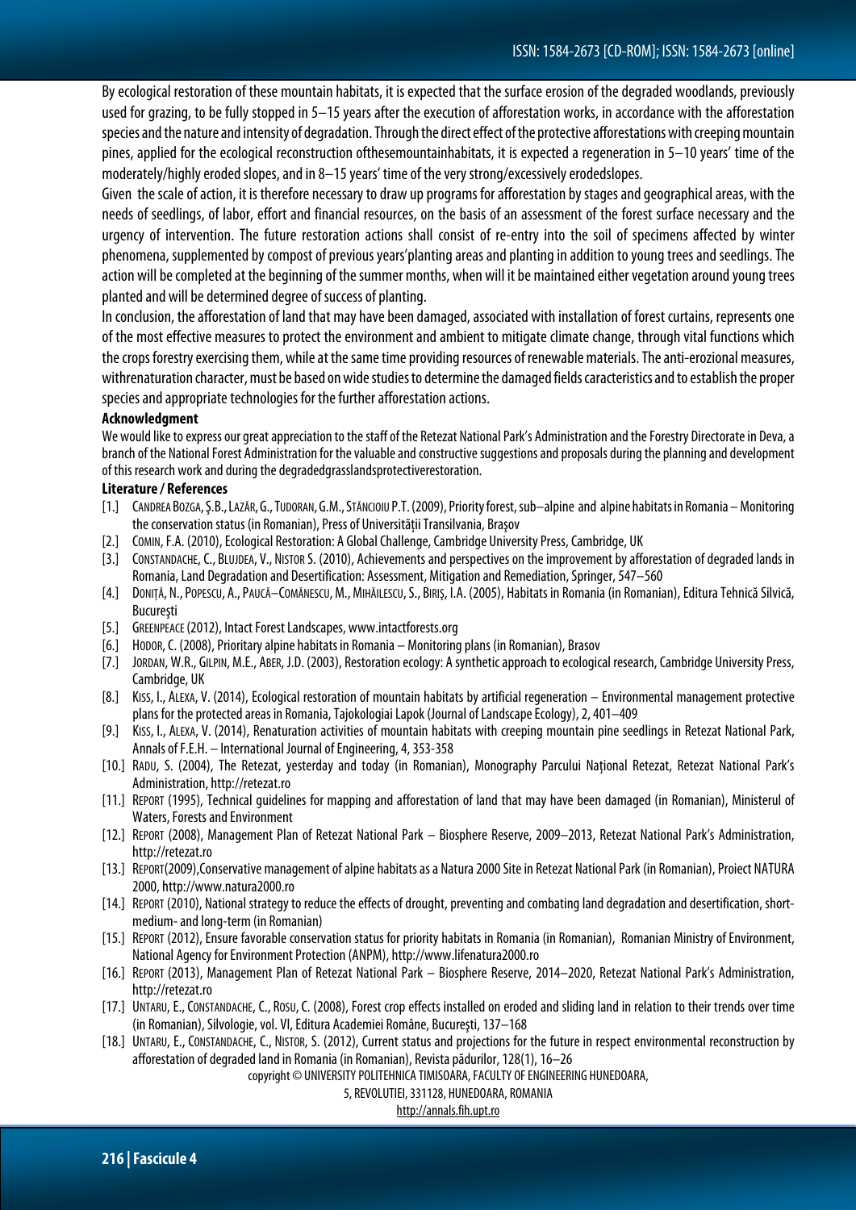By ecological restoration of these mountain habitats, it is expected that the surface erosion of the degraded woodlands, previously used for grazing, to be fully stopped in 5–15 years after the execution of afforestation works, in accordance with the afforestation species and the nature and intensity of degradation. Through the direct effect of the protective afforestations with creeping mountain pines, applied for the ecological reconstruction ofthesemountainhabitats, it is expected a regeneration in 5–10 years' time of the moderately/highly eroded slopes, and in 8–15 years' time of the very strong/excessively erodedslopes.

Given the scale of action, it is therefore necessary to draw up programs for afforestation by stages and geographical areas, with the needs of seedlings, of labor, effort and financial resources, on the basis of an assessment of the forest surface necessary and the urgency of intervention. The future restoration actions shall consist of re-entry into the soil of specimens affected by winter phenomena, supplemented by compost of previous years'planting areas and planting in addition to young trees and seedlings. The action will be completed at the beginning of the summer months, when will it be maintained either vegetation around young trees planted and will be determined degree of success of planting.

In conclusion, the afforestation of land that may have been damaged, associated with installation of forest curtains, represents one of the most effective measures to protect the environment and ambient to mitigate climate change, through vital functions which the crops forestry exercising them, while at the same time providing resources of renewable materials. The anti-erozional measures, withrenaturation character, must be based on wide studies to determine the damaged fields caracteristics and to establish the proper species and appropriate technologies for the further afforestation actions.

**Acknowledgment**

We would like to express our great appreciation to the staff of the Retezat National Park's Administration and the Forestry Directorate in Deva, a branch of the National Forest Administration for the valuable and constructive suggestions and proposals during the planning and development of this research work and during the degradedgrasslandsprotectiverestoration.

**Literature / References**

- [1.] Candrea Bozga, Ş.B., Lazăr, G., Tudoran, G.M., Stăncioiu P.T. (2009), Priority forest, sub–alpine and alpine habitats in Romania – Monitoring the conservation status (in Romanian), Press of Universităţii Transilvania, Braşov
- [2.] Comin, F.A. (2010), Ecological Restoration: A Global Challenge, Cambridge University Press, Cambridge, UK
- [3.] Constandache, C., Blujdea, V., Nistor S. (2010), Achievements and perspectives on the improvement by afforestation of degraded lands in Romania, Land Degradation and Desertification: Assessment, Mitigation and Remediation, Springer, 547–560
- [4.] Doniţă, N., Popescu, A., Paucă–Comănescu, M., Mihăilescu, S., Biriş, I.A. (2005), Habitats in Romania (in Romanian), Editura Tehnică Silvică, Bucureşti
- [5.] Greenpeace (2012), Intact Forest Landscapes, www.intactforests.org
- [6.] Hodor, C. (2008), Prioritary alpine habitats in Romania – Monitoring plans (in Romanian), Brasov
- [7.] Jordan, W.R., Gilpin, M.E., Aber, J.D. (2003), Restoration ecology: A synthetic approach to ecological research, Cambridge University Press, Cambridge, UK
- [8.] Kiss, I., Alexa, V. (2014), Ecological restoration of mountain habitats by artificial regeneration – Environmental management protective plans for the protected areas in Romania, Tajokologiai Lapok (Journal of Landscape Ecology), 2, 401–409
- [9.] Kiss, I., Alexa, V. (2014), Renaturation activities of mountain habitats with creeping mountain pine seedlings in Retezat National Park, Annals of F.E.H. – International Journal of Engineering, 4, 353-358
- [10.] Radu, S. (2004), The Retezat, yesterday and today (in Romanian), Monography Parcului Naţional Retezat, Retezat National Park's Administration, http://retezat.ro
- [11.] Report (1995), Technical guidelines for mapping and afforestation of land that may have been damaged (in Romanian), Ministerul of Waters, Forests and Environment
- [12.] Report (2008), Management Plan of Retezat National Park – Biosphere Reserve, 2009–2013, Retezat National Park's Administration, http://retezat.ro
- [13.] Report(2009),Conservative management of alpine habitats as a Natura 2000 Site in Retezat National Park (in Romanian), Proiect NATURA 2000, http://www.natura2000.ro
- [14.] Report (2010), National strategy to reduce the effects of drought, preventing and combating land degradation and desertification, short-medium- and long-term (in Romanian)
- [15.] Report (2012), Ensure favorable conservation status for priority habitats in Romania (in Romanian), Romanian Ministry of Environment, National Agency for Environment Protection (ANPM), http://www.lifenatura2000.ro
- [16.] Report (2013), Management Plan of Retezat National Park – Biosphere Reserve, 2014–2020, Retezat National Park's Administration, http://retezat.ro
- [17.] Untaru, E., Constandache, C., Rosu, C. (2008), Forest crop effects installed on eroded and sliding land in relation to their trends over time (in Romanian), Silvologie, vol. VI, Editura Academiei Române, Bucureşti, 137–168
- [18.] Untaru, E., Constandache, C., Nistor, S. (2012), Current status and projections for the future in respect environmental reconstruction by afforestation of degraded land in Romania (in Romanian), Revista pădurilor, 128(1), 16–26

copyright © UNIVERSITY POLITEHNICA TIMISOARA, FACULTY OF ENGINEERING HUNEDOARA,
5, REVOLUTIEI, 331128, HUNEDOARA, ROMANIA
http://annals.fih.upt.ro